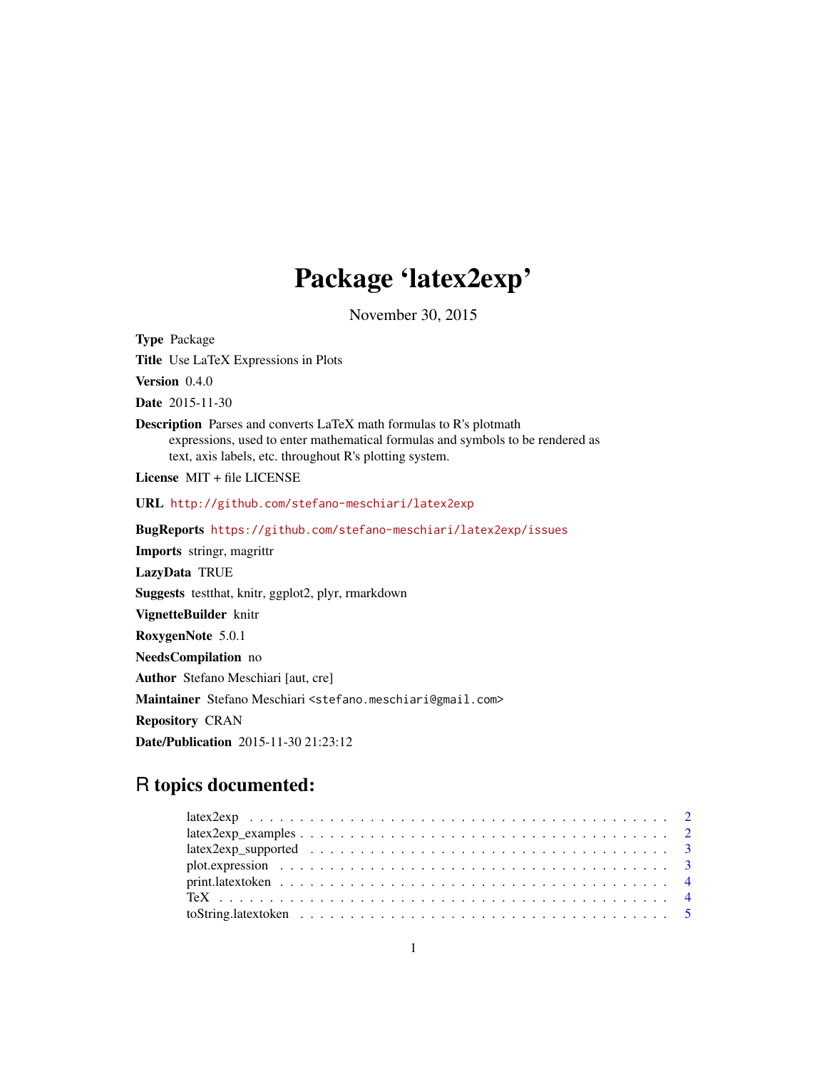# Package 'latex2exp'

November 30, 2015

**Type** Package

**Title** Use LaTeX Expressions in Plots

**Version** 0.4.0

**Date** 2015-11-30

**Description** Parses and converts LaTeX math formulas to R's plotmath expressions, used to enter mathematical formulas and symbols to be rendered as text, axis labels, etc. throughout R's plotting system.

**License** MIT + file LICENSE

**URL** http://github.com/stefano-meschiari/latex2exp

**BugReports** https://github.com/stefano-meschiari/latex2exp/issues

**Imports** stringr, magrittr

**LazyData** TRUE

**Suggests** testthat, knitr, ggplot2, plyr, rmarkdown

**VignetteBuilder** knitr

**RoxygenNote** 5.0.1

**NeedsCompilation** no

**Author** Stefano Meschiari [aut, cre]

**Maintainer** Stefano Meschiari <stefano.meschiari@gmail.com>

**Repository** CRAN

**Date/Publication** 2015-11-30 21:23:12

## R topics documented:

- latex2exp . . . . . . . . . . . . . . . . . . . . . . . . . . . . . . . . . . . . . . . . . . 2
- latex2exp_examples . . . . . . . . . . . . . . . . . . . . . . . . . . . . . . . . . . . . . 2
- latex2exp_supported . . . . . . . . . . . . . . . . . . . . . . . . . . . . . . . . . . . . 3
- plot.expression . . . . . . . . . . . . . . . . . . . . . . . . . . . . . . . . . . . . . . 3
- print.latextoken . . . . . . . . . . . . . . . . . . . . . . . . . . . . . . . . . . . . . 4
- TeX . . . . . . . . . . . . . . . . . . . . . . . . . . . . . . . . . . . . . . . . . . . . 4
- toString.latextoken . . . . . . . . . . . . . . . . . . . . . . . . . . . . . . . . . . . . 5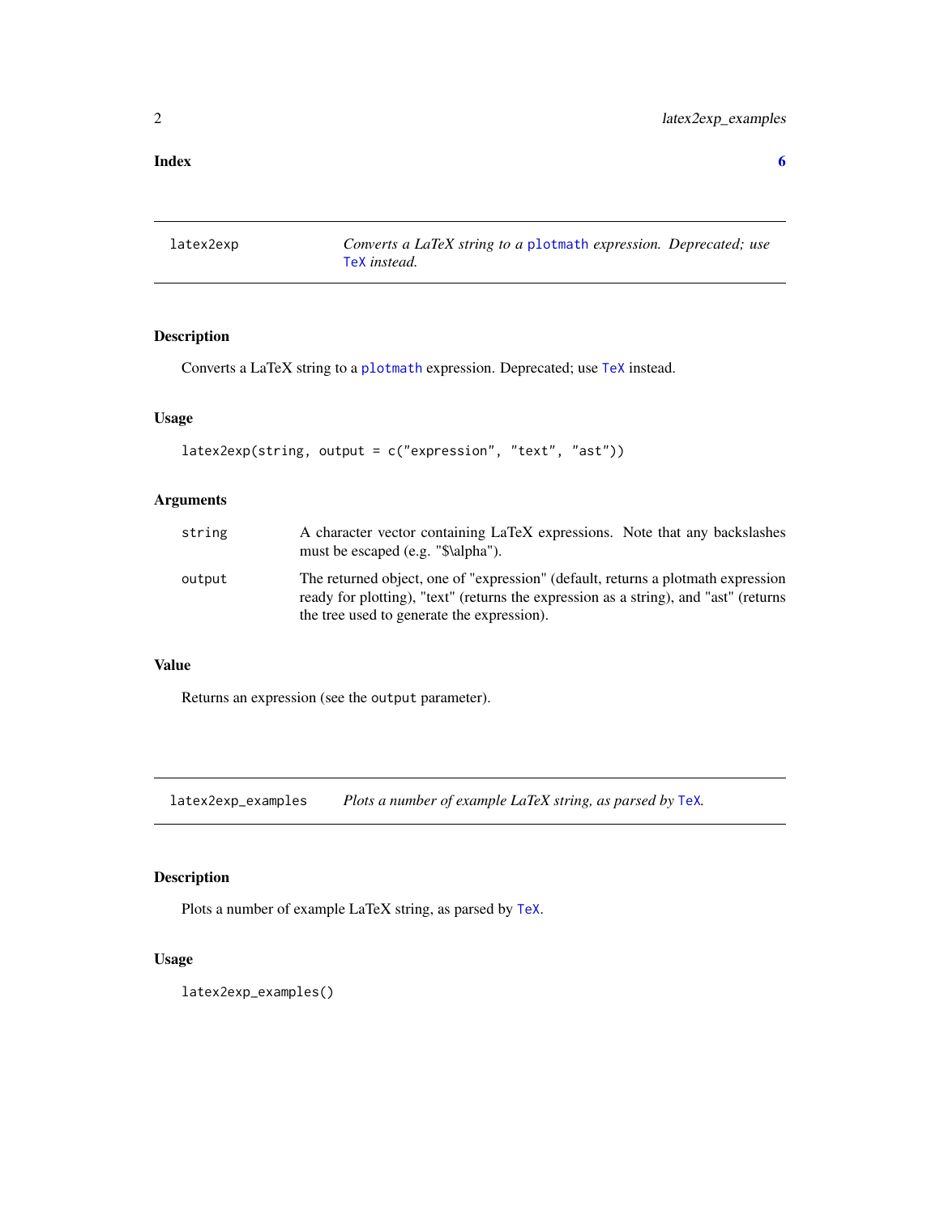Index 6

# latex2exp

*Converts a LaTeX string to a plotmath expression. Deprecated; use TeX instead.*

## Description

Converts a LaTeX string to a plotmath expression. Deprecated; use TeX instead.

## Usage

```
latex2exp(string, output = c("expression", "text", "ast"))
```

## Arguments

| | |
|---|---|
| string | A character vector containing LaTeX expressions. Note that any backslashes must be escaped (e.g. "$\alpha"). |
| output | The returned object, one of "expression" (default, returns a plotmath expression ready for plotting), "text" (returns the expression as a string), and "ast" (returns the tree used to generate the expression). |

## Value

Returns an expression (see the output parameter).

# latex2exp_examples

*Plots a number of example LaTeX string, as parsed by TeX.*

## Description

Plots a number of example LaTeX string, as parsed by TeX.

## Usage

```
latex2exp_examples()
```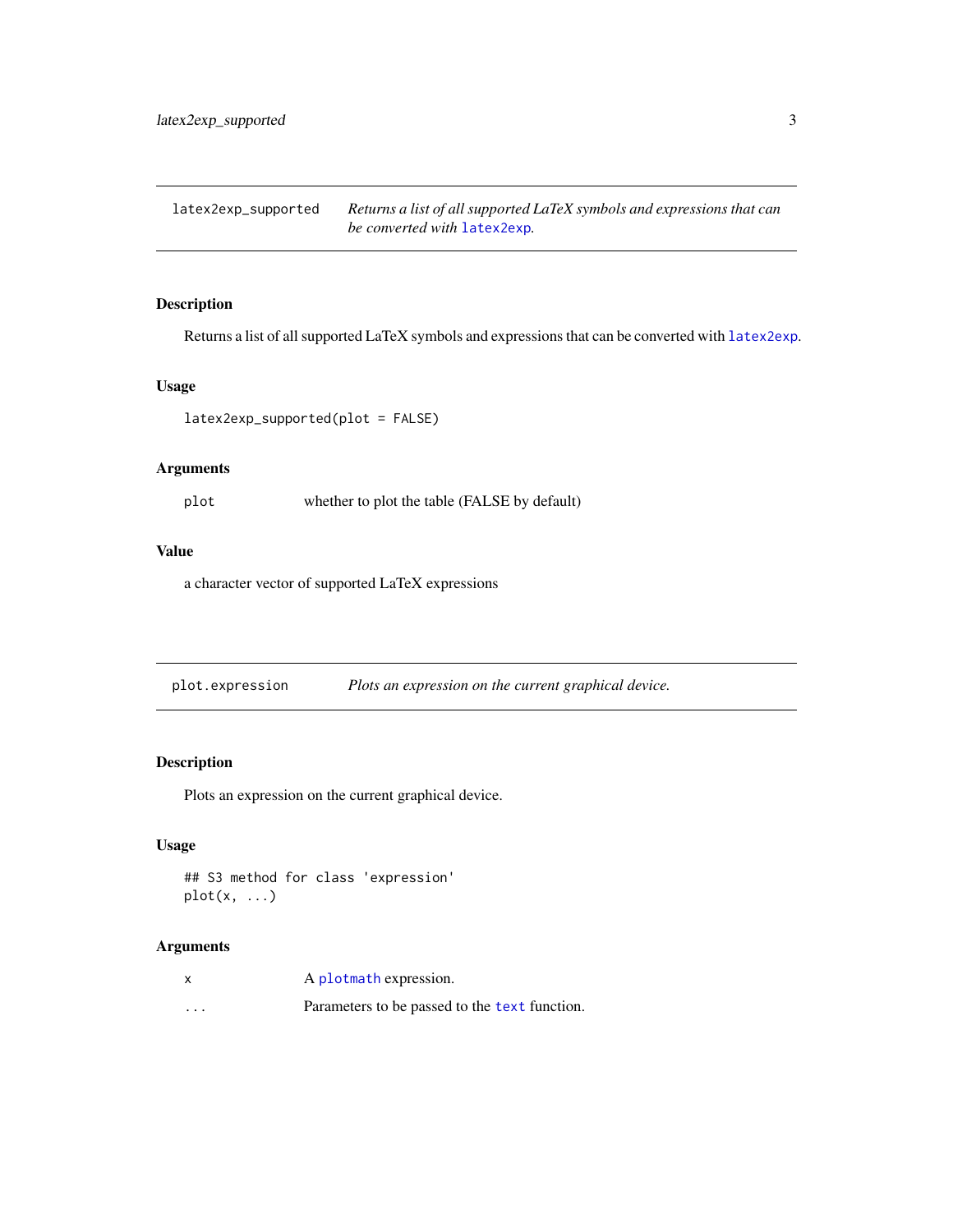## latex2exp_supported

*Returns a list of all supported LaTeX symbols and expressions that can be converted with latex2exp.*

### Description

Returns a list of all supported LaTeX symbols and expressions that can be converted with latex2exp.

### Usage

```
latex2exp_supported(plot = FALSE)
```

### Arguments

| | |
|---|---|
| plot | whether to plot the table (FALSE by default) |

### Value

a character vector of supported LaTeX expressions

## plot.expression

*Plots an expression on the current graphical device.*

### Description

Plots an expression on the current graphical device.

### Usage

```
## S3 method for class 'expression'
plot(x, ...)
```

### Arguments

| | |
|---|---|
| x | A plotmath expression. |
| ... | Parameters to be passed to the text function. |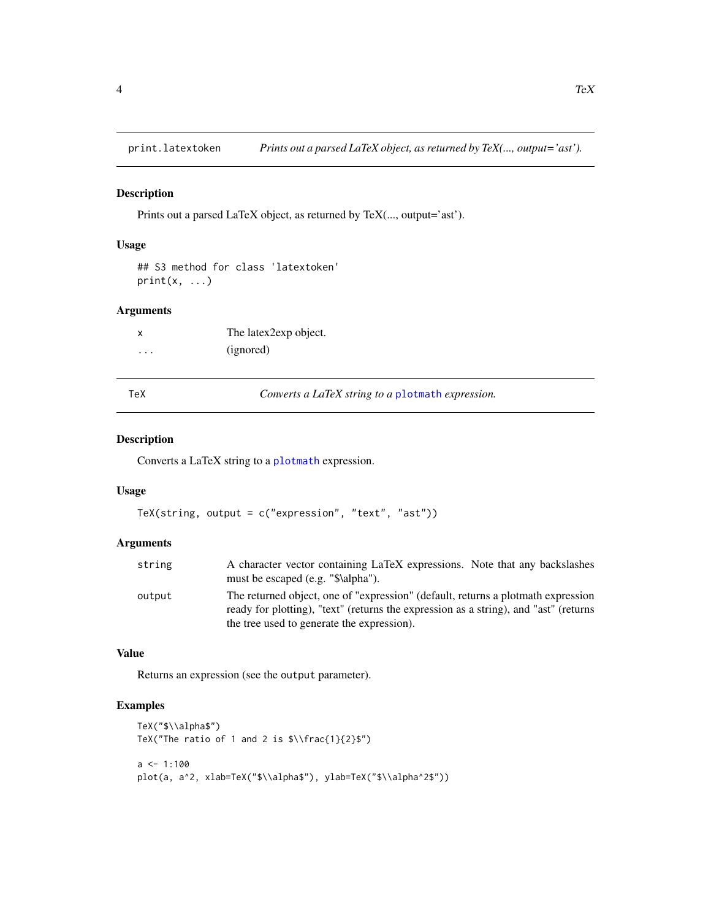## print.latextoken — *Prints out a parsed LaTeX object, as returned by TeX(..., output='ast').*

### Description

Prints out a parsed LaTeX object, as returned by TeX(..., output='ast').

### Usage

```
## S3 method for class 'latextoken'
print(x, ...)
```

### Arguments

| | |
|---|---|
| `x` | The latex2exp object. |
| `...` | (ignored) |

## TeX — *Converts a LaTeX string to a plotmath expression.*

### Description

Converts a LaTeX string to a plotmath expression.

### Usage

```
TeX(string, output = c("expression", "text", "ast"))
```

### Arguments

| | |
|---|---|
| `string` | A character vector containing LaTeX expressions. Note that any backslashes must be escaped (e.g. "$\alpha"). |
| `output` | The returned object, one of "expression" (default, returns a plotmath expression ready for plotting), "text" (returns the expression as a string), and "ast" (returns the tree used to generate the expression). |

### Value

Returns an expression (see the `output` parameter).

### Examples

```
TeX("$\\alpha$")
TeX("The ratio of 1 and 2 is $\\frac{1}{2}$")

a <- 1:100
plot(a, a^2, xlab=TeX("$\\alpha$"), ylab=TeX("$\\alpha^2$"))
```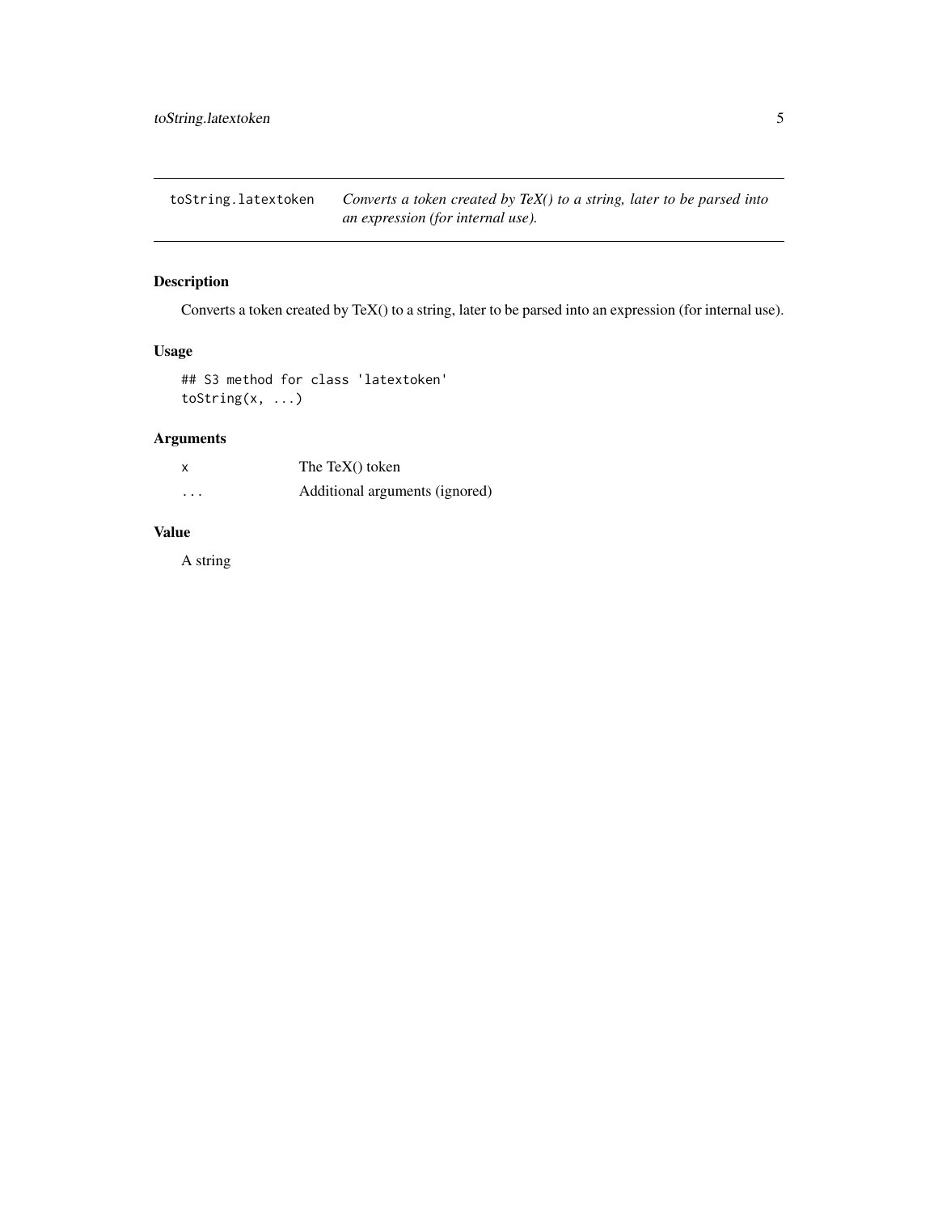# toString.latextoken

*Converts a token created by TeX() to a string, later to be parsed into an expression (for internal use).*

## Description

Converts a token created by TeX() to a string, later to be parsed into an expression (for internal use).

## Usage

```
## S3 method for class 'latextoken'
toString(x, ...)
```

## Arguments

| | |
|---|---|
| `x` | The TeX() token |
| `...` | Additional arguments (ignored) |

## Value

A string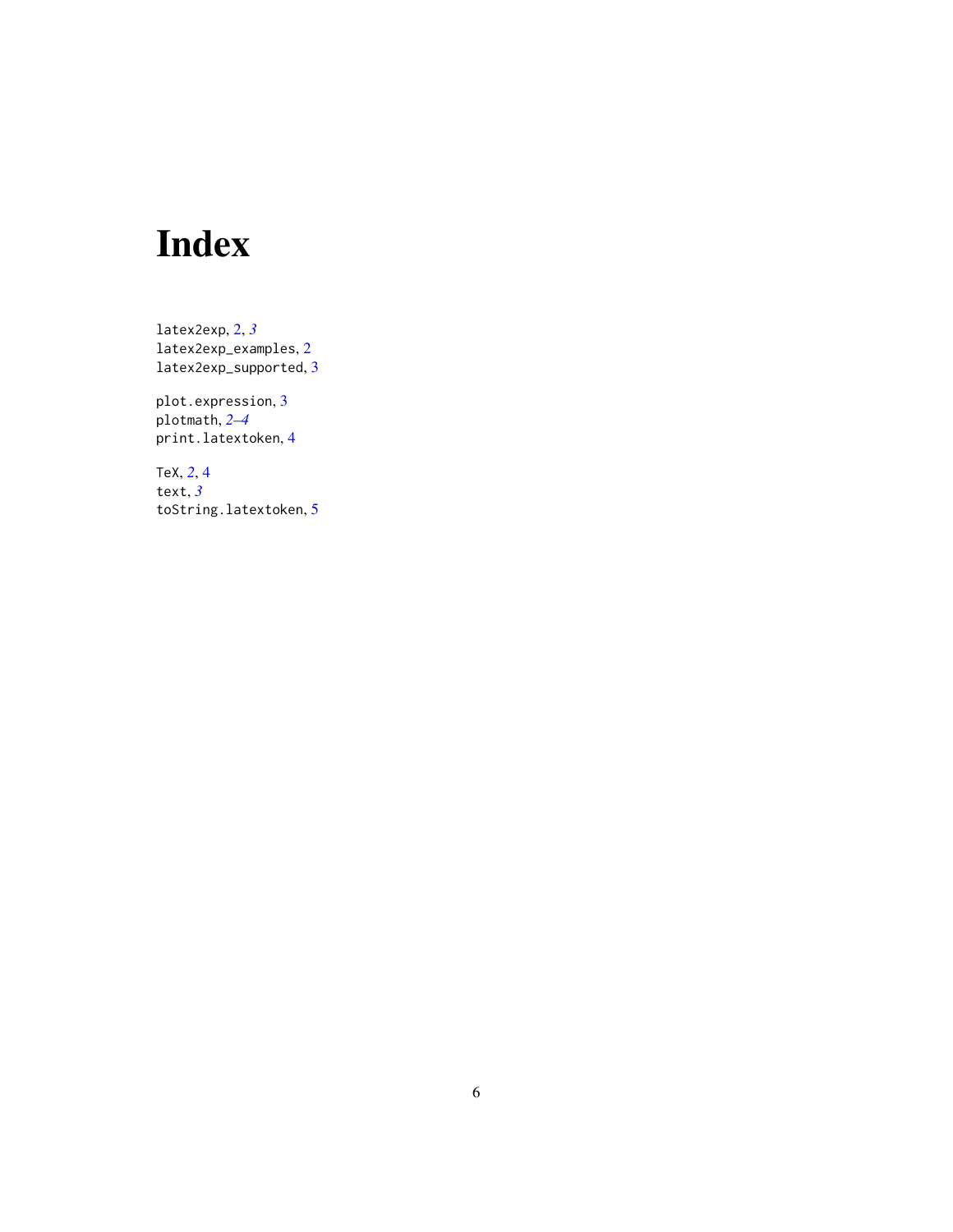# Index

latex2exp, 2, *3*
latex2exp_examples, 2
latex2exp_supported, 3

plot.expression, 3
plotmath, *2–4*
print.latextoken, 4

TeX, *2*, 4
text, *3*
toString.latextoken, 5